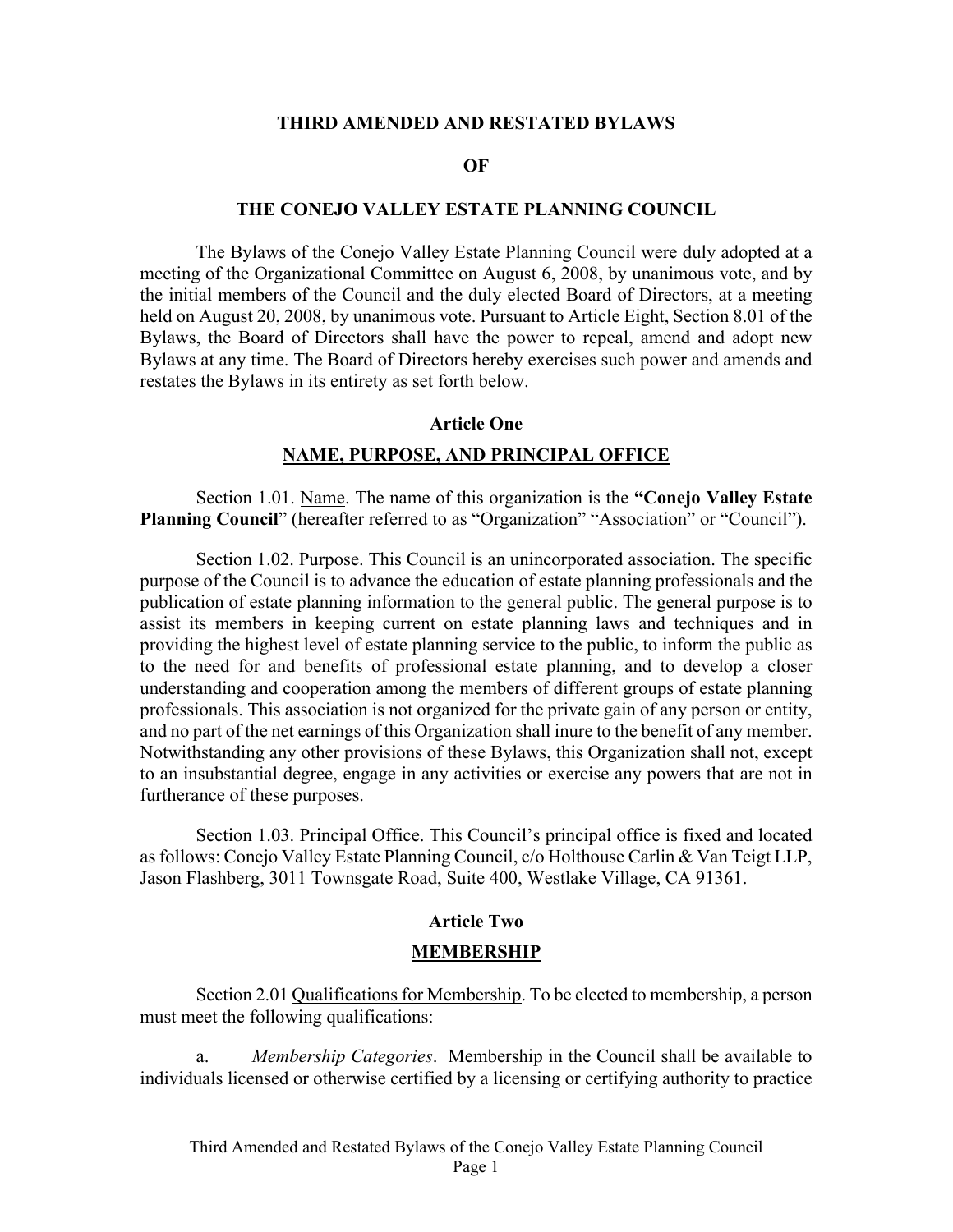# THIRD AMENDED AND RESTATED BYLAWS

# OF

# THE CONEJO VALLEY ESTATE PLANNING COUNCIL

The Bylaws of the Conejo Valley Estate Planning Council were duly adopted at a meeting of the Organizational Committee on August 6, 2008, by unanimous vote, and by the initial members of the Council and the duly elected Board of Directors, at a meeting held on August 20, 2008, by unanimous vote. Pursuant to Article Eight, Section 8.01 of the Bylaws, the Board of Directors shall have the power to repeal, amend and adopt new Bylaws at any time. The Board of Directors hereby exercises such power and amends and restates the Bylaws in its entirety as set forth below.

## Article One

## NAME, PURPOSE, AND PRINCIPAL OFFICE

Section 1.01. Name. The name of this organization is the **"Conejo Valley Estate Planning Council**" (hereafter referred to as "Organization" "Association" or "Council").

Section 1.02. Purpose. This Council is an unincorporated association. The specific purpose of the Council is to advance the education of estate planning professionals and the publication of estate planning information to the general public. The general purpose is to assist its members in keeping current on estate planning laws and techniques and in providing the highest level of estate planning service to the public, to inform the public as to the need for and benefits of professional estate planning, and to develop a closer understanding and cooperation among the members of different groups of estate planning professionals. This association is not organized for the private gain of any person or entity, and no part of the net earnings of this Organization shall inure to the benefit of any member. Notwithstanding any other provisions of these Bylaws, this Organization shall not, except to an insubstantial degree, engage in any activities or exercise any powers that are not in furtherance of these purposes.

Section 1.03. Principal Office. This Council's principal office is fixed and located as follows: Conejo Valley Estate Planning Council, c/o Holthouse Carlin & Van Teigt LLP, Jason Flashberg, 3011 Townsgate Road, Suite 400, Westlake Village, CA 91361.

## Article Two

## MEMBERSHIP

Section 2.01 Qualifications for Membership. To be elected to membership, a person must meet the following qualifications:

a. *Membership Categories*. Membership in the Council shall be available to individuals licensed or otherwise certified by a licensing or certifying authority to practice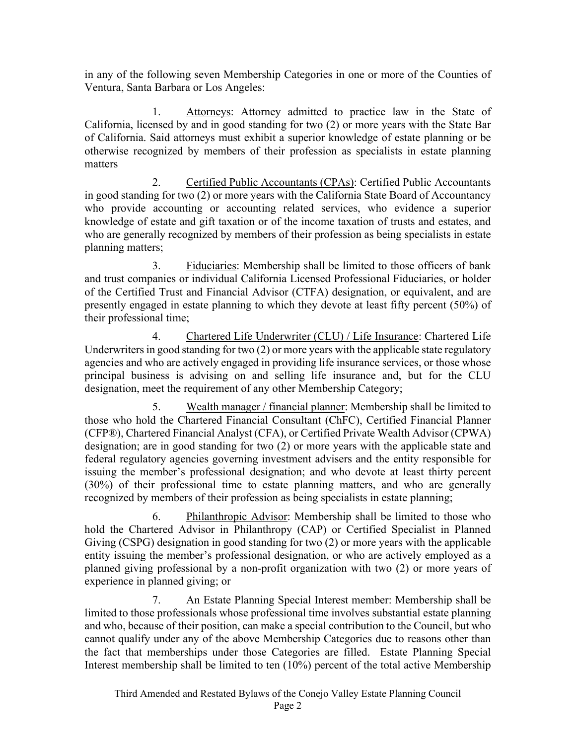in any of the following seven Membership Categories in one or more of the Counties of Ventura, Santa Barbara or Los Angeles:

1. Attorneys: Attorney admitted to practice law in the State of California, licensed by and in good standing for two (2) or more years with the State Bar of California. Said attorneys must exhibit a superior knowledge of estate planning or be otherwise recognized by members of their profession as specialists in estate planning matters

2. Certified Public Accountants (CPAs): Certified Public Accountants in good standing for two (2) or more years with the California State Board of Accountancy who provide accounting or accounting related services, who evidence a superior knowledge of estate and gift taxation or of the income taxation of trusts and estates, and who are generally recognized by members of their profession as being specialists in estate planning matters;

3. Fiduciaries: Membership shall be limited to those officers of bank and trust companies or individual California Licensed Professional Fiduciaries, or holder of the Certified Trust and Financial Advisor (CTFA) designation, or equivalent, and are presently engaged in estate planning to which they devote at least fifty percent (50%) of their professional time;

4. Chartered Life Underwriter (CLU) / Life Insurance: Chartered Life Underwriters in good standing for two (2) or more years with the applicable state regulatory agencies and who are actively engaged in providing life insurance services, or those whose principal business is advising on and selling life insurance and, but for the CLU designation, meet the requirement of any other Membership Category;

5. Wealth manager / financial planner: Membership shall be limited to those who hold the Chartered Financial Consultant (ChFC), Certified Financial Planner (CFP®), Chartered Financial Analyst (CFA), or Certified Private Wealth Advisor (CPWA) designation; are in good standing for two (2) or more years with the applicable state and federal regulatory agencies governing investment advisers and the entity responsible for issuing the member's professional designation; and who devote at least thirty percent (30%) of their professional time to estate planning matters, and who are generally recognized by members of their profession as being specialists in estate planning;

6. Philanthropic Advisor: Membership shall be limited to those who hold the Chartered Advisor in Philanthropy (CAP) or Certified Specialist in Planned Giving (CSPG) designation in good standing for two (2) or more years with the applicable entity issuing the member's professional designation, or who are actively employed as a planned giving professional by a non-profit organization with two (2) or more years of experience in planned giving; or

7. An Estate Planning Special Interest member: Membership shall be limited to those professionals whose professional time involves substantial estate planning and who, because of their position, can make a special contribution to the Council, but who cannot qualify under any of the above Membership Categories due to reasons other than the fact that memberships under those Categories are filled. Estate Planning Special Interest membership shall be limited to ten (10%) percent of the total active Membership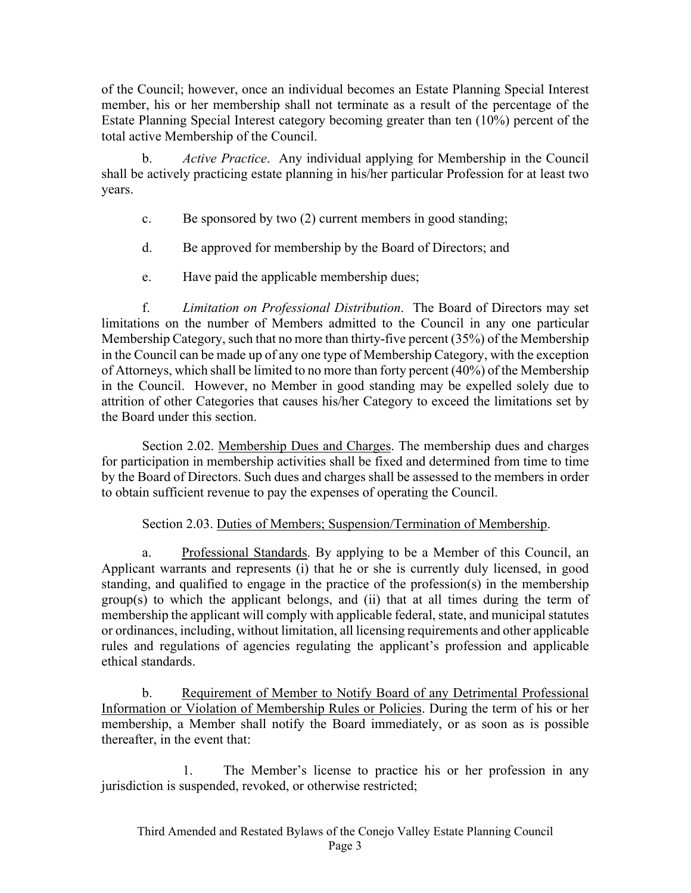of the Council; however, once an individual becomes an Estate Planning Special Interest member, his or her membership shall not terminate as a result of the percentage of the Estate Planning Special Interest category becoming greater than ten (10%) percent of the total active Membership of the Council.

b. *Active Practice*. Any individual applying for Membership in the Council shall be actively practicing estate planning in his/her particular Profession for at least two years.

c. Be sponsored by two (2) current members in good standing;

d. Be approved for membership by the Board of Directors; and

e. Have paid the applicable membership dues;

f. *Limitation on Professional Distribution*. The Board of Directors may set limitations on the number of Members admitted to the Council in any one particular Membership Category, such that no more than thirty-five percent (35%) of the Membership in the Council can be made up of any one type of Membership Category, with the exception of Attorneys, which shall be limited to no more than forty percent (40%) of the Membership in the Council. However, no Member in good standing may be expelled solely due to attrition of other Categories that causes his/her Category to exceed the limitations set by the Board under this section.

Section 2.02. Membership Dues and Charges. The membership dues and charges for participation in membership activities shall be fixed and determined from time to time by the Board of Directors. Such dues and charges shall be assessed to the members in order to obtain sufficient revenue to pay the expenses of operating the Council.

Section 2.03. Duties of Members; Suspension/Termination of Membership.

a. Professional Standards. By applying to be a Member of this Council, an Applicant warrants and represents (i) that he or she is currently duly licensed, in good standing, and qualified to engage in the practice of the profession(s) in the membership group(s) to which the applicant belongs, and (ii) that at all times during the term of membership the applicant will comply with applicable federal, state, and municipal statutes or ordinances, including, without limitation, all licensing requirements and other applicable rules and regulations of agencies regulating the applicant's profession and applicable ethical standards.

b. Requirement of Member to Notify Board of any Detrimental Professional Information or Violation of Membership Rules or Policies. During the term of his or her membership, a Member shall notify the Board immediately, or as soon as is possible thereafter, in the event that:

1. The Member's license to practice his or her profession in any jurisdiction is suspended, revoked, or otherwise restricted;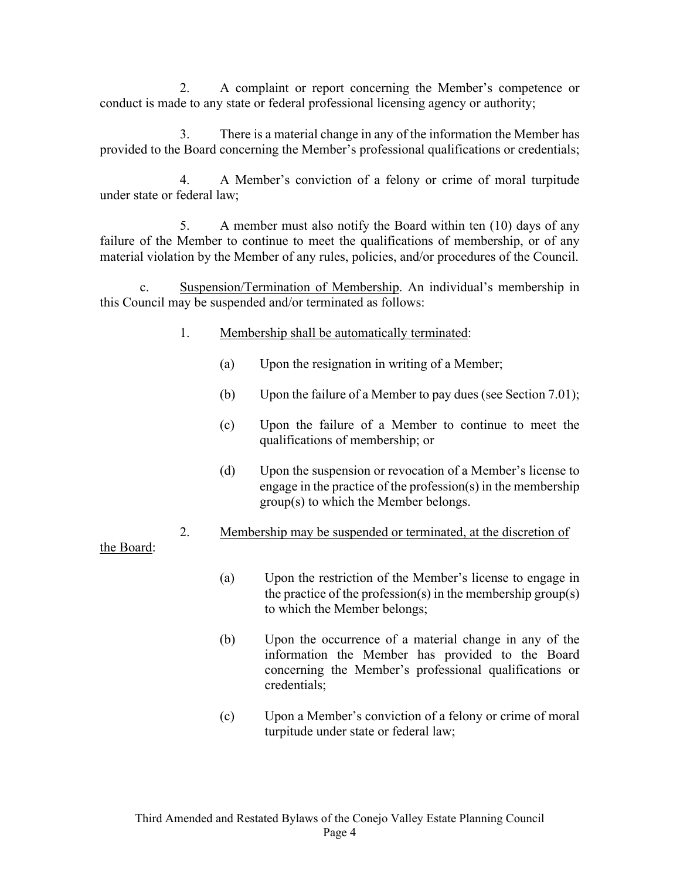2. A complaint or report concerning the Member's competence or conduct is made to any state or federal professional licensing agency or authority;

3. There is a material change in any of the information the Member has provided to the Board concerning the Member's professional qualifications or credentials;

4. A Member's conviction of a felony or crime of moral turpitude under state or federal law;

5. A member must also notify the Board within ten (10) days of any failure of the Member to continue to meet the qualifications of membership, or of any material violation by the Member of any rules, policies, and/or procedures of the Council.

c. <u>Suspension/Termination of Membership</u>. An individual's membership in this Council may be suspended and/or terminated as follows:

1. <u>Membership shall be automatically terminated</u>:

(a) Upon the resignation in writing of a Member;

(b) Upon the failure of a Member to pay dues (see Section 7.01);

(c) Upon the failure of a Member to continue to meet the qualifications of membership; or

(d) Upon the suspension or revocation of a Member's license to engage in the practice of the profession(s) in the membership group(s) to which the Member belongs.

2. <u>Membership may be suspended or terminated, at the discretion of the Board</u>:

(a) Upon the restriction of the Member's license to engage in the practice of the profession(s) in the membership group(s) to which the Member belongs;

(b) Upon the occurrence of a material change in any of the information the Member has provided to the Board concerning the Member's professional qualifications or credentials;

(c) Upon a Member's conviction of a felony or crime of moral turpitude under state or federal law;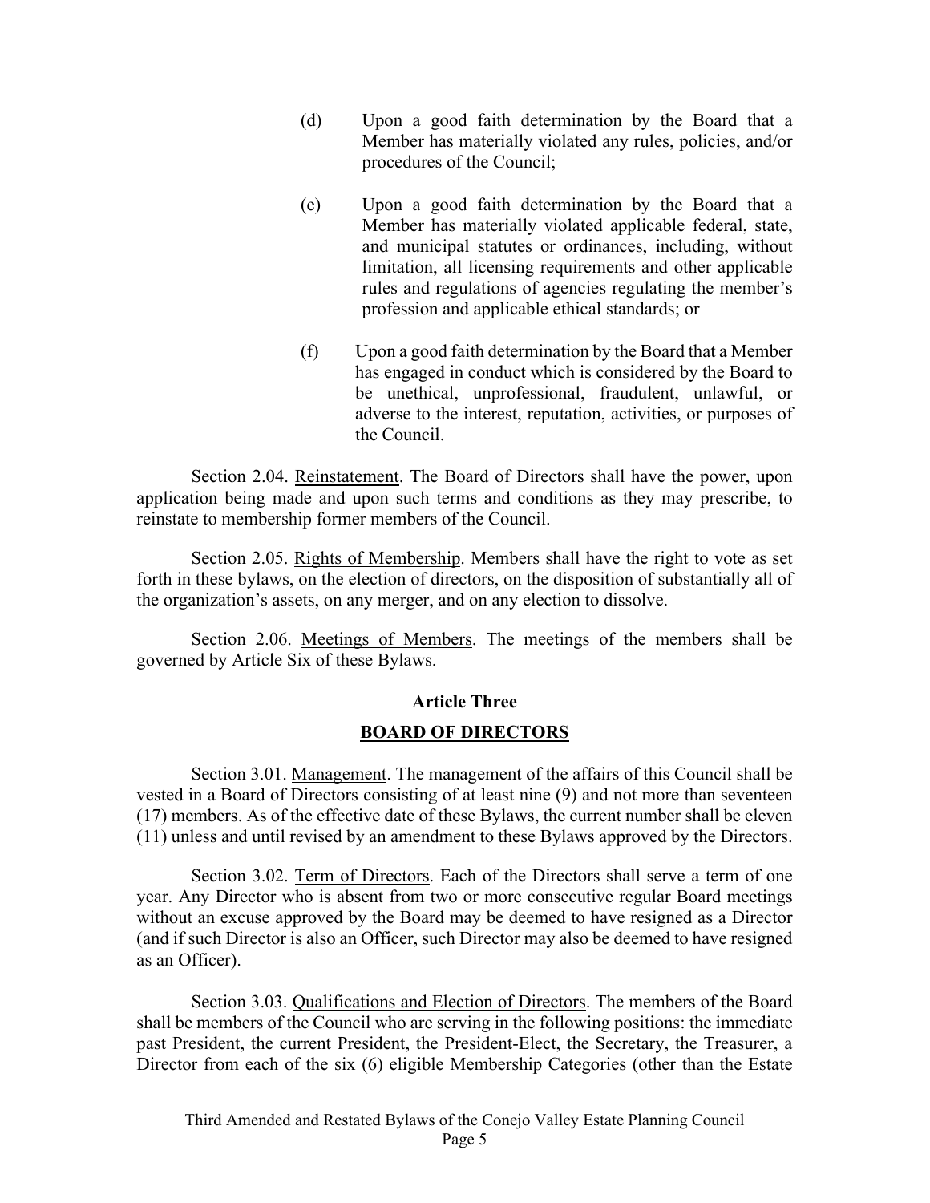(d) Upon a good faith determination by the Board that a Member has materially violated any rules, policies, and/or procedures of the Council;

(e) Upon a good faith determination by the Board that a Member has materially violated applicable federal, state, and municipal statutes or ordinances, including, without limitation, all licensing requirements and other applicable rules and regulations of agencies regulating the member's profession and applicable ethical standards; or

(f) Upon a good faith determination by the Board that a Member has engaged in conduct which is considered by the Board to be unethical, unprofessional, fraudulent, unlawful, or adverse to the interest, reputation, activities, or purposes of the Council.

Section 2.04. Reinstatement. The Board of Directors shall have the power, upon application being made and upon such terms and conditions as they may prescribe, to reinstate to membership former members of the Council.

Section 2.05. Rights of Membership. Members shall have the right to vote as set forth in these bylaws, on the election of directors, on the disposition of substantially all of the organization's assets, on any merger, and on any election to dissolve.

Section 2.06. Meetings of Members. The meetings of the members shall be governed by Article Six of these Bylaws.

## Article Three

## BOARD OF DIRECTORS

Section 3.01. Management. The management of the affairs of this Council shall be vested in a Board of Directors consisting of at least nine (9) and not more than seventeen (17) members. As of the effective date of these Bylaws, the current number shall be eleven (11) unless and until revised by an amendment to these Bylaws approved by the Directors.

Section 3.02. Term of Directors. Each of the Directors shall serve a term of one year. Any Director who is absent from two or more consecutive regular Board meetings without an excuse approved by the Board may be deemed to have resigned as a Director (and if such Director is also an Officer, such Director may also be deemed to have resigned as an Officer).

Section 3.03. Qualifications and Election of Directors. The members of the Board shall be members of the Council who are serving in the following positions: the immediate past President, the current President, the President-Elect, the Secretary, the Treasurer, a Director from each of the six (6) eligible Membership Categories (other than the Estate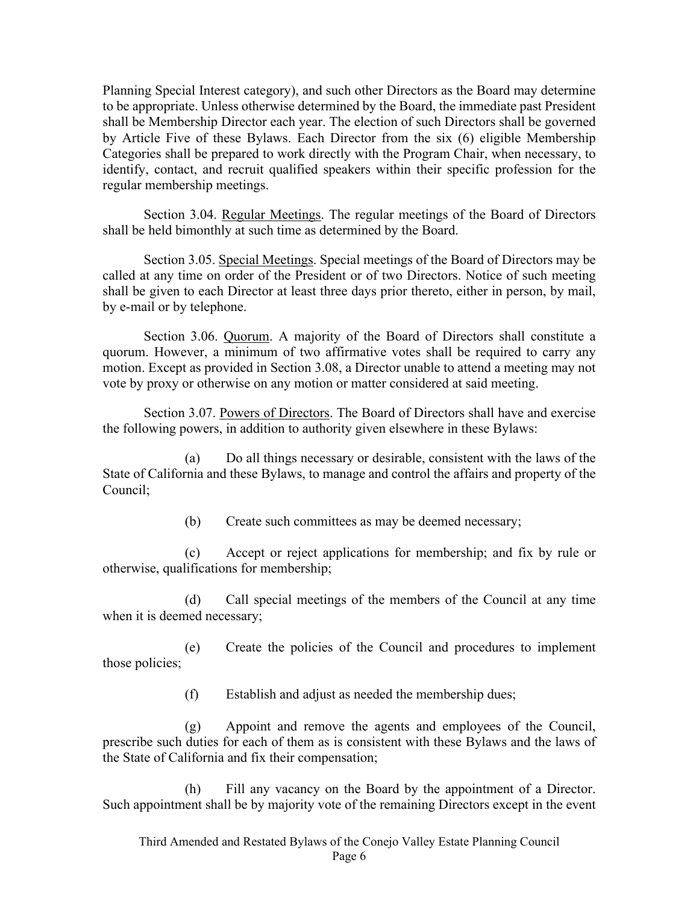Planning Special Interest category), and such other Directors as the Board may determine to be appropriate. Unless otherwise determined by the Board, the immediate past President shall be Membership Director each year. The election of such Directors shall be governed by Article Five of these Bylaws. Each Director from the six (6) eligible Membership Categories shall be prepared to work directly with the Program Chair, when necessary, to identify, contact, and recruit qualified speakers within their specific profession for the regular membership meetings.

Section 3.04. Regular Meetings. The regular meetings of the Board of Directors shall be held bimonthly at such time as determined by the Board.

Section 3.05. Special Meetings. Special meetings of the Board of Directors may be called at any time on order of the President or of two Directors. Notice of such meeting shall be given to each Director at least three days prior thereto, either in person, by mail, by e-mail or by telephone.

Section 3.06. Quorum. A majority of the Board of Directors shall constitute a quorum. However, a minimum of two affirmative votes shall be required to carry any motion. Except as provided in Section 3.08, a Director unable to attend a meeting may not vote by proxy or otherwise on any motion or matter considered at said meeting.

Section 3.07. Powers of Directors. The Board of Directors shall have and exercise the following powers, in addition to authority given elsewhere in these Bylaws:

(a) Do all things necessary or desirable, consistent with the laws of the State of California and these Bylaws, to manage and control the affairs and property of the Council;

(b) Create such committees as may be deemed necessary;

(c) Accept or reject applications for membership; and fix by rule or otherwise, qualifications for membership;

(d) Call special meetings of the members of the Council at any time when it is deemed necessary;

(e) Create the policies of the Council and procedures to implement those policies;

(f) Establish and adjust as needed the membership dues;

(g) Appoint and remove the agents and employees of the Council, prescribe such duties for each of them as is consistent with these Bylaws and the laws of the State of California and fix their compensation;

(h) Fill any vacancy on the Board by the appointment of a Director. Such appointment shall be by majority vote of the remaining Directors except in the event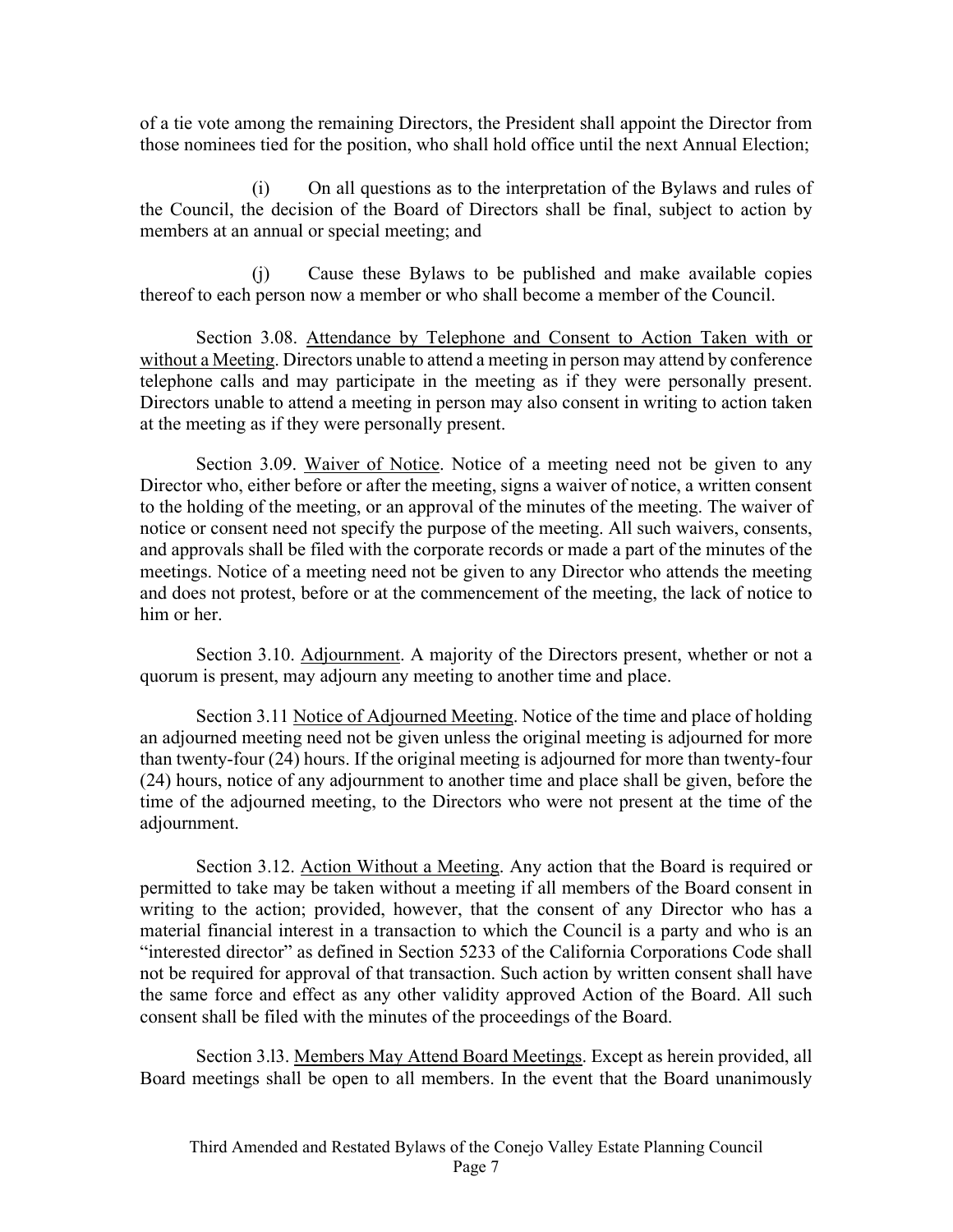of a tie vote among the remaining Directors, the President shall appoint the Director from those nominees tied for the position, who shall hold office until the next Annual Election;

(i) On all questions as to the interpretation of the Bylaws and rules of the Council, the decision of the Board of Directors shall be final, subject to action by members at an annual or special meeting; and

(j) Cause these Bylaws to be published and make available copies thereof to each person now a member or who shall become a member of the Council.

Section 3.08. Attendance by Telephone and Consent to Action Taken with or without a Meeting. Directors unable to attend a meeting in person may attend by conference telephone calls and may participate in the meeting as if they were personally present. Directors unable to attend a meeting in person may also consent in writing to action taken at the meeting as if they were personally present.

Section 3.09. Waiver of Notice. Notice of a meeting need not be given to any Director who, either before or after the meeting, signs a waiver of notice, a written consent to the holding of the meeting, or an approval of the minutes of the meeting. The waiver of notice or consent need not specify the purpose of the meeting. All such waivers, consents, and approvals shall be filed with the corporate records or made a part of the minutes of the meetings. Notice of a meeting need not be given to any Director who attends the meeting and does not protest, before or at the commencement of the meeting, the lack of notice to him or her.

Section 3.10. Adjournment. A majority of the Directors present, whether or not a quorum is present, may adjourn any meeting to another time and place.

Section 3.11 Notice of Adjourned Meeting. Notice of the time and place of holding an adjourned meeting need not be given unless the original meeting is adjourned for more than twenty-four (24) hours. If the original meeting is adjourned for more than twenty-four (24) hours, notice of any adjournment to another time and place shall be given, before the time of the adjourned meeting, to the Directors who were not present at the time of the adjournment.

Section 3.12. Action Without a Meeting. Any action that the Board is required or permitted to take may be taken without a meeting if all members of the Board consent in writing to the action; provided, however, that the consent of any Director who has a material financial interest in a transaction to which the Council is a party and who is an "interested director" as defined in Section 5233 of the California Corporations Code shall not be required for approval of that transaction. Such action by written consent shall have the same force and effect as any other validity approved Action of the Board. All such consent shall be filed with the minutes of the proceedings of the Board.

Section 3.l3. Members May Attend Board Meetings. Except as herein provided, all Board meetings shall be open to all members. In the event that the Board unanimously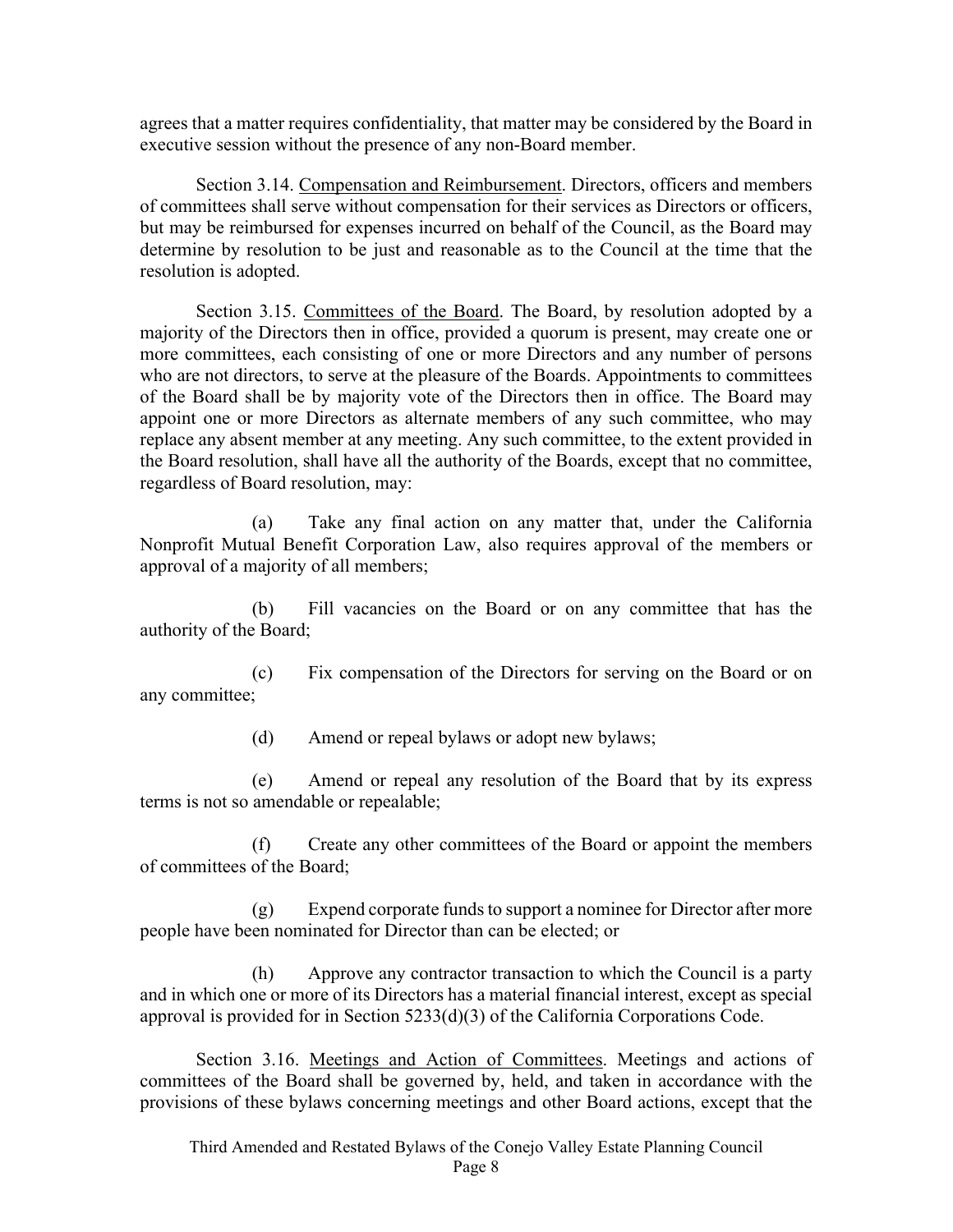agrees that a matter requires confidentiality, that matter may be considered by the Board in executive session without the presence of any non-Board member.

Section 3.14. Compensation and Reimbursement. Directors, officers and members of committees shall serve without compensation for their services as Directors or officers, but may be reimbursed for expenses incurred on behalf of the Council, as the Board may determine by resolution to be just and reasonable as to the Council at the time that the resolution is adopted.

Section 3.15. Committees of the Board. The Board, by resolution adopted by a majority of the Directors then in office, provided a quorum is present, may create one or more committees, each consisting of one or more Directors and any number of persons who are not directors, to serve at the pleasure of the Boards. Appointments to committees of the Board shall be by majority vote of the Directors then in office. The Board may appoint one or more Directors as alternate members of any such committee, who may replace any absent member at any meeting. Any such committee, to the extent provided in the Board resolution, shall have all the authority of the Boards, except that no committee, regardless of Board resolution, may:

(a) Take any final action on any matter that, under the California Nonprofit Mutual Benefit Corporation Law, also requires approval of the members or approval of a majority of all members;

(b) Fill vacancies on the Board or on any committee that has the authority of the Board;

(c) Fix compensation of the Directors for serving on the Board or on any committee;

(d) Amend or repeal bylaws or adopt new bylaws;

(e) Amend or repeal any resolution of the Board that by its express terms is not so amendable or repealable;

(f) Create any other committees of the Board or appoint the members of committees of the Board;

(g) Expend corporate funds to support a nominee for Director after more people have been nominated for Director than can be elected; or

(h) Approve any contractor transaction to which the Council is a party and in which one or more of its Directors has a material financial interest, except as special approval is provided for in Section 5233(d)(3) of the California Corporations Code.

Section 3.16. Meetings and Action of Committees. Meetings and actions of committees of the Board shall be governed by, held, and taken in accordance with the provisions of these bylaws concerning meetings and other Board actions, except that the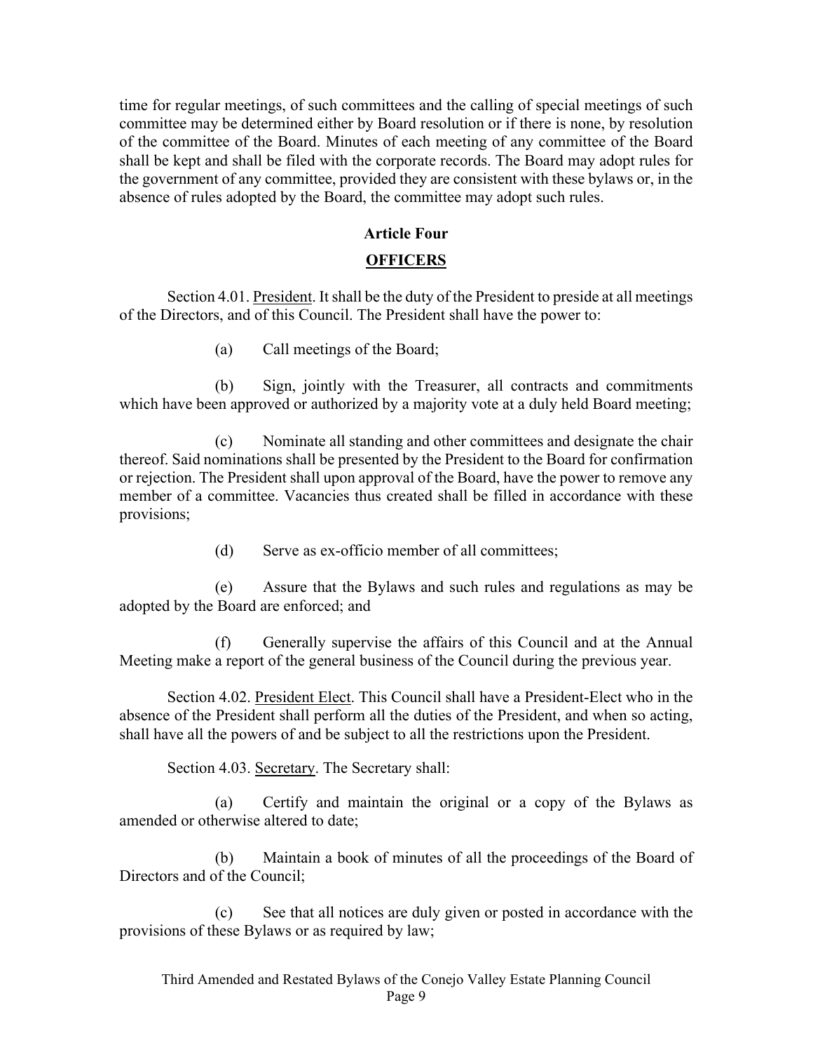time for regular meetings, of such committees and the calling of special meetings of such committee may be determined either by Board resolution or if there is none, by resolution of the committee of the Board. Minutes of each meeting of any committee of the Board shall be kept and shall be filed with the corporate records. The Board may adopt rules for the government of any committee, provided they are consistent with these bylaws or, in the absence of rules adopted by the Board, the committee may adopt such rules.

## Article Four

## OFFICERS

Section 4.01. President. It shall be the duty of the President to preside at all meetings of the Directors, and of this Council. The President shall have the power to:

(a) Call meetings of the Board;

(b) Sign, jointly with the Treasurer, all contracts and commitments which have been approved or authorized by a majority vote at a duly held Board meeting;

(c) Nominate all standing and other committees and designate the chair thereof. Said nominations shall be presented by the President to the Board for confirmation or rejection. The President shall upon approval of the Board, have the power to remove any member of a committee. Vacancies thus created shall be filled in accordance with these provisions;

(d) Serve as ex-officio member of all committees;

(e) Assure that the Bylaws and such rules and regulations as may be adopted by the Board are enforced; and

(f) Generally supervise the affairs of this Council and at the Annual Meeting make a report of the general business of the Council during the previous year.

Section 4.02. President Elect. This Council shall have a President-Elect who in the absence of the President shall perform all the duties of the President, and when so acting, shall have all the powers of and be subject to all the restrictions upon the President.

Section 4.03. Secretary. The Secretary shall:

(a) Certify and maintain the original or a copy of the Bylaws as amended or otherwise altered to date;

(b) Maintain a book of minutes of all the proceedings of the Board of Directors and of the Council;

(c) See that all notices are duly given or posted in accordance with the provisions of these Bylaws or as required by law;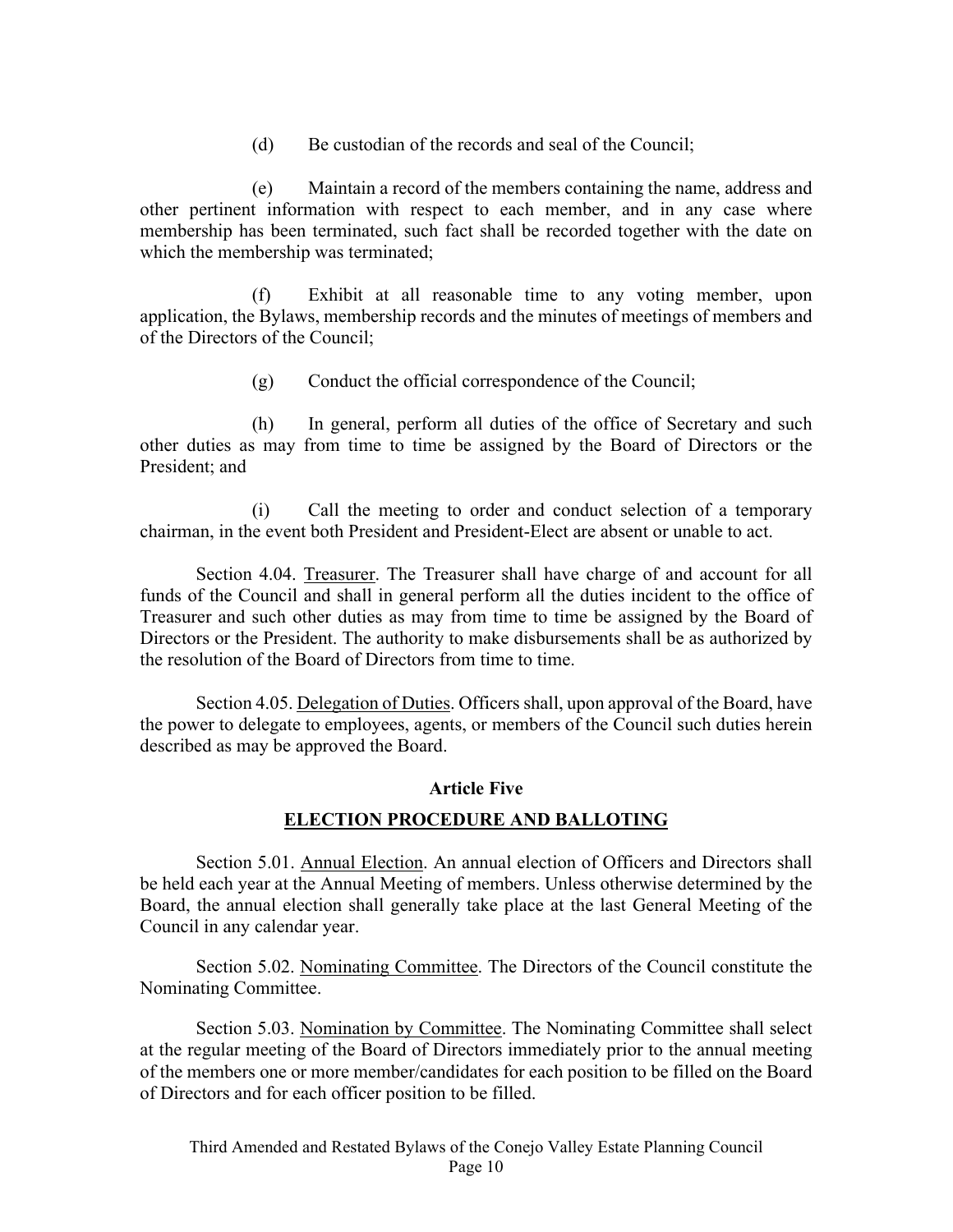(d) Be custodian of the records and seal of the Council;

(e) Maintain a record of the members containing the name, address and other pertinent information with respect to each member, and in any case where membership has been terminated, such fact shall be recorded together with the date on which the membership was terminated;

(f) Exhibit at all reasonable time to any voting member, upon application, the Bylaws, membership records and the minutes of meetings of members and of the Directors of the Council;

(g) Conduct the official correspondence of the Council;

(h) In general, perform all duties of the office of Secretary and such other duties as may from time to time be assigned by the Board of Directors or the President; and

(i) Call the meeting to order and conduct selection of a temporary chairman, in the event both President and President-Elect are absent or unable to act.

Section 4.04. <u>Treasurer</u>. The Treasurer shall have charge of and account for all funds of the Council and shall in general perform all the duties incident to the office of Treasurer and such other duties as may from time to time be assigned by the Board of Directors or the President. The authority to make disbursements shall be as authorized by the resolution of the Board of Directors from time to time.

Section 4.05. <u>Delegation of Duties</u>. Officers shall, upon approval of the Board, have the power to delegate to employees, agents, or members of the Council such duties herein described as may be approved the Board.

## Article Five

## ELECTION PROCEDURE AND BALLOTING

Section 5.01. <u>Annual Election</u>. An annual election of Officers and Directors shall be held each year at the Annual Meeting of members. Unless otherwise determined by the Board, the annual election shall generally take place at the last General Meeting of the Council in any calendar year.

Section 5.02. <u>Nominating Committee</u>. The Directors of the Council constitute the Nominating Committee.

Section 5.03. <u>Nomination by Committee</u>. The Nominating Committee shall select at the regular meeting of the Board of Directors immediately prior to the annual meeting of the members one or more member/candidates for each position to be filled on the Board of Directors and for each officer position to be filled.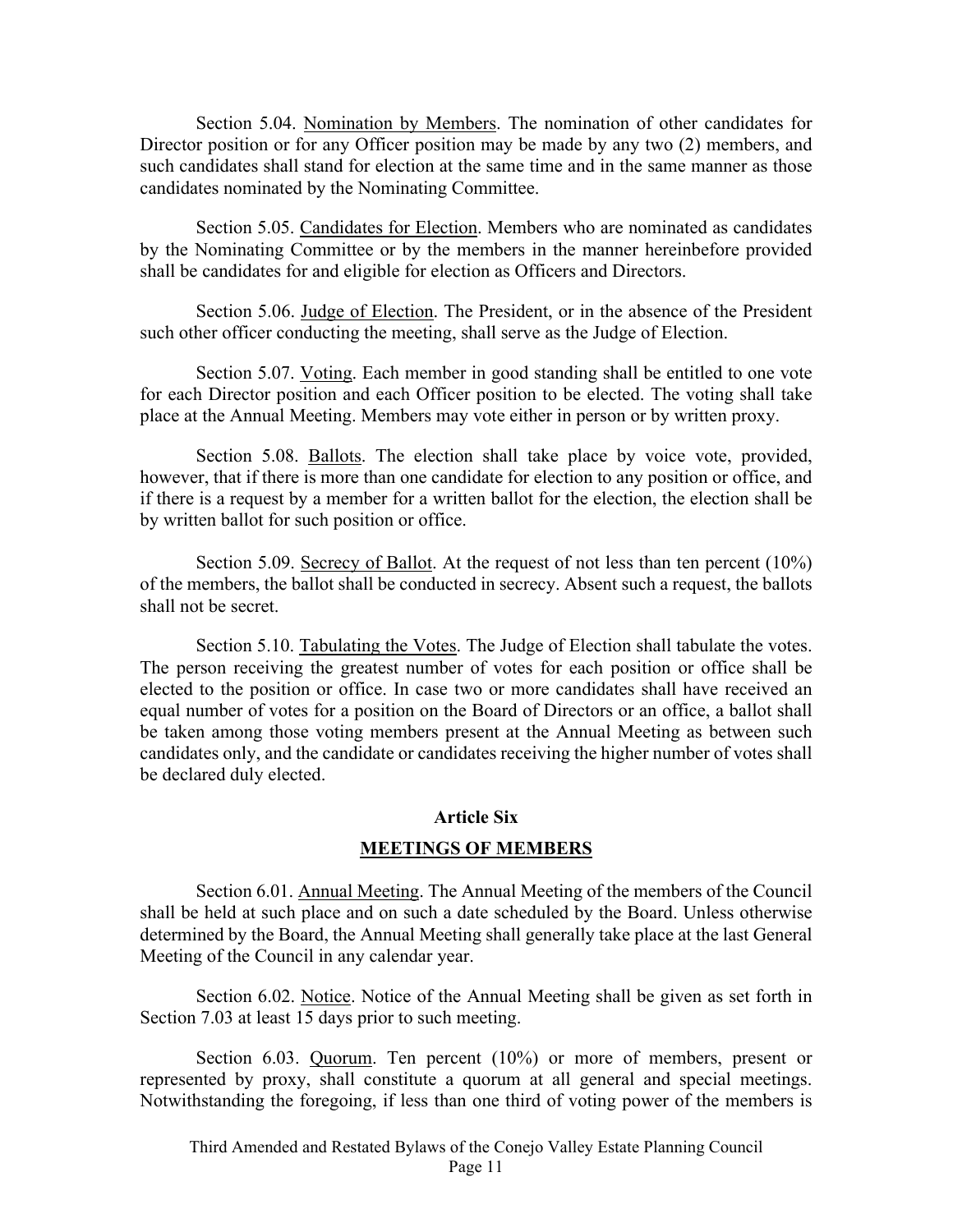Section 5.04. Nomination by Members. The nomination of other candidates for Director position or for any Officer position may be made by any two (2) members, and such candidates shall stand for election at the same time and in the same manner as those candidates nominated by the Nominating Committee.

Section 5.05. Candidates for Election. Members who are nominated as candidates by the Nominating Committee or by the members in the manner hereinbefore provided shall be candidates for and eligible for election as Officers and Directors.

Section 5.06. Judge of Election. The President, or in the absence of the President such other officer conducting the meeting, shall serve as the Judge of Election.

Section 5.07. Voting. Each member in good standing shall be entitled to one vote for each Director position and each Officer position to be elected. The voting shall take place at the Annual Meeting. Members may vote either in person or by written proxy.

Section 5.08. Ballots. The election shall take place by voice vote, provided, however, that if there is more than one candidate for election to any position or office, and if there is a request by a member for a written ballot for the election, the election shall be by written ballot for such position or office.

Section 5.09. Secrecy of Ballot. At the request of not less than ten percent (10%) of the members, the ballot shall be conducted in secrecy. Absent such a request, the ballots shall not be secret.

Section 5.10. Tabulating the Votes. The Judge of Election shall tabulate the votes. The person receiving the greatest number of votes for each position or office shall be elected to the position or office. In case two or more candidates shall have received an equal number of votes for a position on the Board of Directors or an office, a ballot shall be taken among those voting members present at the Annual Meeting as between such candidates only, and the candidate or candidates receiving the higher number of votes shall be declared duly elected.

## Article Six

## MEETINGS OF MEMBERS

Section 6.01. Annual Meeting. The Annual Meeting of the members of the Council shall be held at such place and on such a date scheduled by the Board. Unless otherwise determined by the Board, the Annual Meeting shall generally take place at the last General Meeting of the Council in any calendar year.

Section 6.02. Notice. Notice of the Annual Meeting shall be given as set forth in Section 7.03 at least 15 days prior to such meeting.

Section 6.03. Quorum. Ten percent (10%) or more of members, present or represented by proxy, shall constitute a quorum at all general and special meetings. Notwithstanding the foregoing, if less than one third of voting power of the members is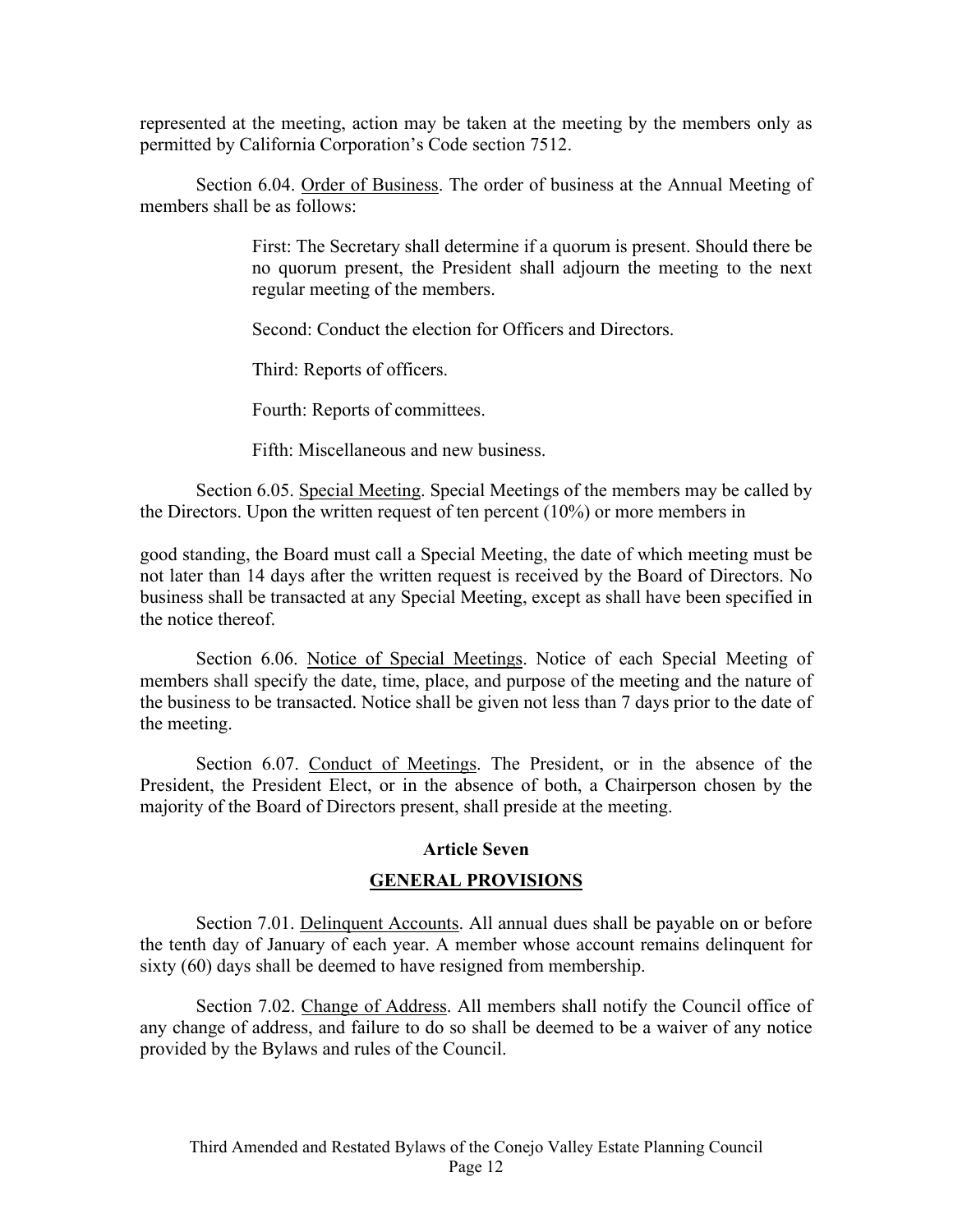represented at the meeting, action may be taken at the meeting by the members only as permitted by California Corporation's Code section 7512.

Section 6.04. Order of Business. The order of business at the Annual Meeting of members shall be as follows:

> First: The Secretary shall determine if a quorum is present. Should there be no quorum present, the President shall adjourn the meeting to the next regular meeting of the members.
>
> Second: Conduct the election for Officers and Directors.
>
> Third: Reports of officers.
>
> Fourth: Reports of committees.
>
> Fifth: Miscellaneous and new business.

Section 6.05. Special Meeting. Special Meetings of the members may be called by the Directors. Upon the written request of ten percent (10%) or more members in good standing, the Board must call a Special Meeting, the date of which meeting must be not later than 14 days after the written request is received by the Board of Directors. No business shall be transacted at any Special Meeting, except as shall have been specified in the notice thereof.

Section 6.06. Notice of Special Meetings. Notice of each Special Meeting of members shall specify the date, time, place, and purpose of the meeting and the nature of the business to be transacted. Notice shall be given not less than 7 days prior to the date of the meeting.

Section 6.07. Conduct of Meetings. The President, or in the absence of the President, the President Elect, or in the absence of both, a Chairperson chosen by the majority of the Board of Directors present, shall preside at the meeting.

## Article Seven

## GENERAL PROVISIONS

Section 7.01. Delinquent Accounts. All annual dues shall be payable on or before the tenth day of January of each year. A member whose account remains delinquent for sixty (60) days shall be deemed to have resigned from membership.

Section 7.02. Change of Address. All members shall notify the Council office of any change of address, and failure to do so shall be deemed to be a waiver of any notice provided by the Bylaws and rules of the Council.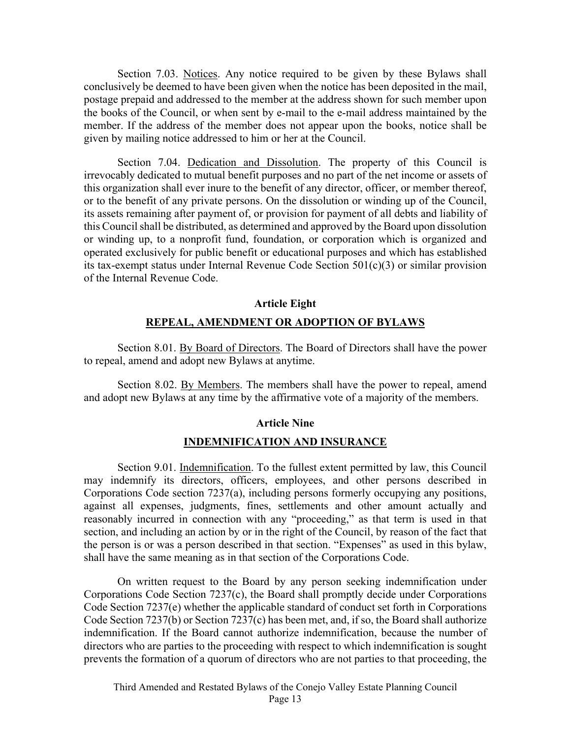Section 7.03. Notices. Any notice required to be given by these Bylaws shall conclusively be deemed to have been given when the notice has been deposited in the mail, postage prepaid and addressed to the member at the address shown for such member upon the books of the Council, or when sent by e-mail to the e-mail address maintained by the member. If the address of the member does not appear upon the books, notice shall be given by mailing notice addressed to him or her at the Council.

Section 7.04. Dedication and Dissolution. The property of this Council is irrevocably dedicated to mutual benefit purposes and no part of the net income or assets of this organization shall ever inure to the benefit of any director, officer, or member thereof, or to the benefit of any private persons. On the dissolution or winding up of the Council, its assets remaining after payment of, or provision for payment of all debts and liability of this Council shall be distributed, as determined and approved by the Board upon dissolution or winding up, to a nonprofit fund, foundation, or corporation which is organized and operated exclusively for public benefit or educational purposes and which has established its tax-exempt status under Internal Revenue Code Section 501(c)(3) or similar provision of the Internal Revenue Code.

## Article Eight

## REPEAL, AMENDMENT OR ADOPTION OF BYLAWS

Section 8.01. By Board of Directors. The Board of Directors shall have the power to repeal, amend and adopt new Bylaws at anytime.

Section 8.02. By Members. The members shall have the power to repeal, amend and adopt new Bylaws at any time by the affirmative vote of a majority of the members.

## Article Nine

## INDEMNIFICATION AND INSURANCE

Section 9.01. Indemnification. To the fullest extent permitted by law, this Council may indemnify its directors, officers, employees, and other persons described in Corporations Code section 7237(a), including persons formerly occupying any positions, against all expenses, judgments, fines, settlements and other amount actually and reasonably incurred in connection with any "proceeding," as that term is used in that section, and including an action by or in the right of the Council, by reason of the fact that the person is or was a person described in that section. "Expenses" as used in this bylaw, shall have the same meaning as in that section of the Corporations Code.

On written request to the Board by any person seeking indemnification under Corporations Code Section 7237(c), the Board shall promptly decide under Corporations Code Section 7237(e) whether the applicable standard of conduct set forth in Corporations Code Section 7237(b) or Section 7237(c) has been met, and, if so, the Board shall authorize indemnification. If the Board cannot authorize indemnification, because the number of directors who are parties to the proceeding with respect to which indemnification is sought prevents the formation of a quorum of directors who are not parties to that proceeding, the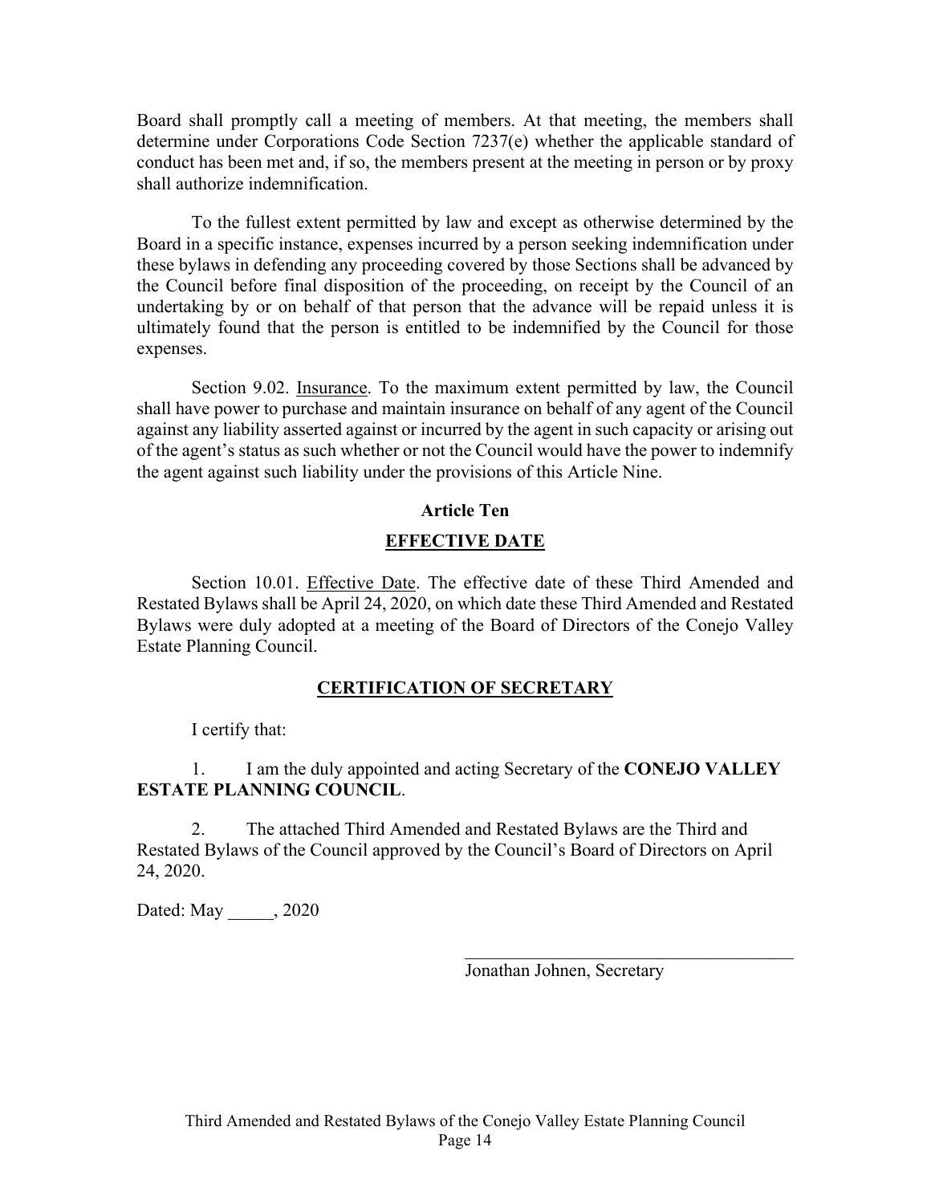Board shall promptly call a meeting of members. At that meeting, the members shall determine under Corporations Code Section 7237(e) whether the applicable standard of conduct has been met and, if so, the members present at the meeting in person or by proxy shall authorize indemnification.

To the fullest extent permitted by law and except as otherwise determined by the Board in a specific instance, expenses incurred by a person seeking indemnification under these bylaws in defending any proceeding covered by those Sections shall be advanced by the Council before final disposition of the proceeding, on receipt by the Council of an undertaking by or on behalf of that person that the advance will be repaid unless it is ultimately found that the person is entitled to be indemnified by the Council for those expenses.

Section 9.02. Insurance. To the maximum extent permitted by law, the Council shall have power to purchase and maintain insurance on behalf of any agent of the Council against any liability asserted against or incurred by the agent in such capacity or arising out of the agent's status as such whether or not the Council would have the power to indemnify the agent against such liability under the provisions of this Article Nine.

## Article Ten

## EFFECTIVE DATE

Section 10.01. Effective Date. The effective date of these Third Amended and Restated Bylaws shall be April 24, 2020, on which date these Third Amended and Restated Bylaws were duly adopted at a meeting of the Board of Directors of the Conejo Valley Estate Planning Council.

## CERTIFICATION OF SECRETARY

I certify that:

1. I am the duly appointed and acting Secretary of the **CONEJO VALLEY ESTATE PLANNING COUNCIL**.

2. The attached Third Amended and Restated Bylaws are the Third and Restated Bylaws of the Council approved by the Council's Board of Directors on April 24, 2020.

Dated: May _____, 2020

_______________________________________
Jonathan Johnen, Secretary